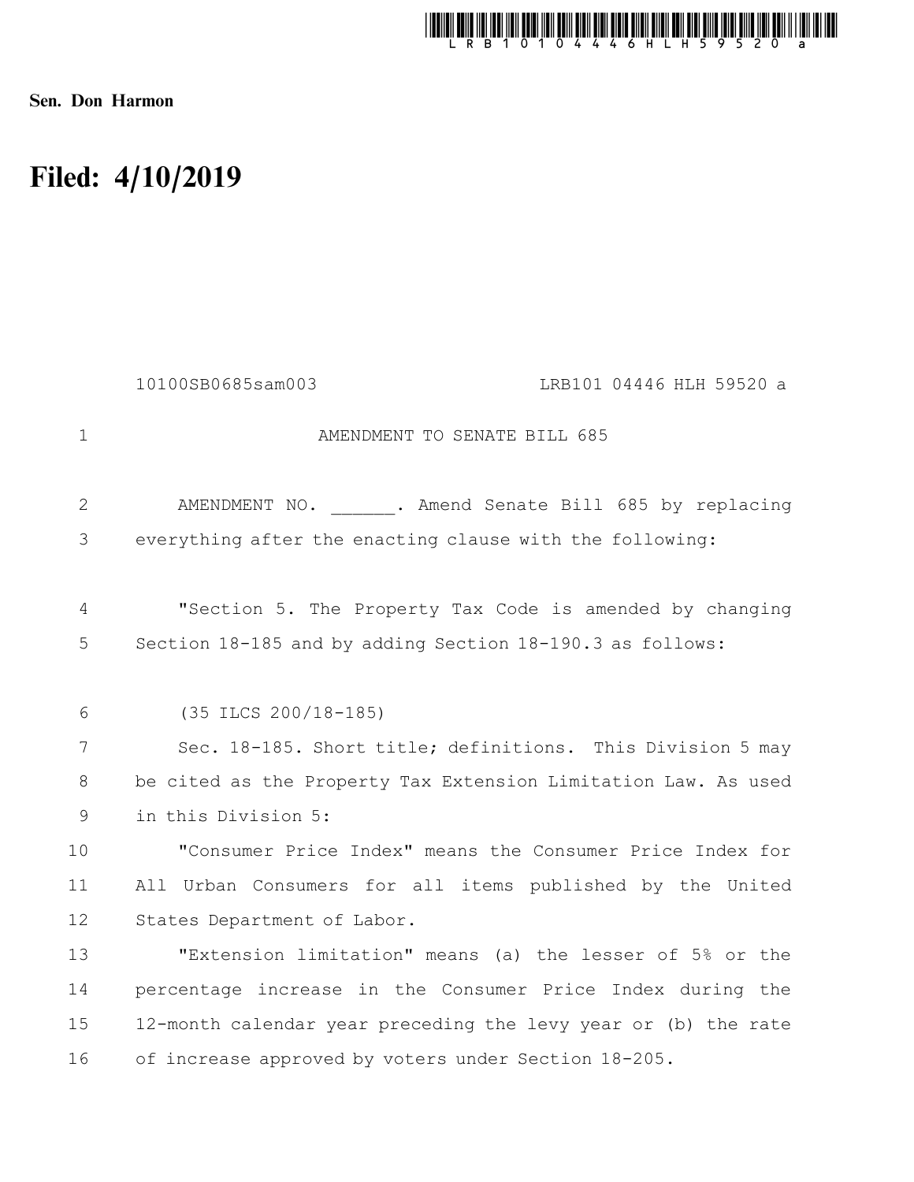Sen. Don Harmon

# Filed: 4/10/2019

10100SB0685sam003 LRB101 04446 HLH 59520 a

AMENDMENT TO SENATE BILL 685

AMENDMENT NO. ______. Amend Senate Bill 685 by replacing everything after the enacting clause with the following:

"Section 5. The Property Tax Code is amended by changing Section 18-185 and by adding Section 18-190.3 as follows:

(35 ILCS 200/18-185)

Sec. 18-185. Short title; definitions. This Division 5 may be cited as the Property Tax Extension Limitation Law. As used in this Division 5:

"Consumer Price Index" means the Consumer Price Index for All Urban Consumers for all items published by the United States Department of Labor.

"Extension limitation" means (a) the lesser of 5% or the percentage increase in the Consumer Price Index during the 12-month calendar year preceding the levy year or (b) the rate of increase approved by voters under Section 18-205.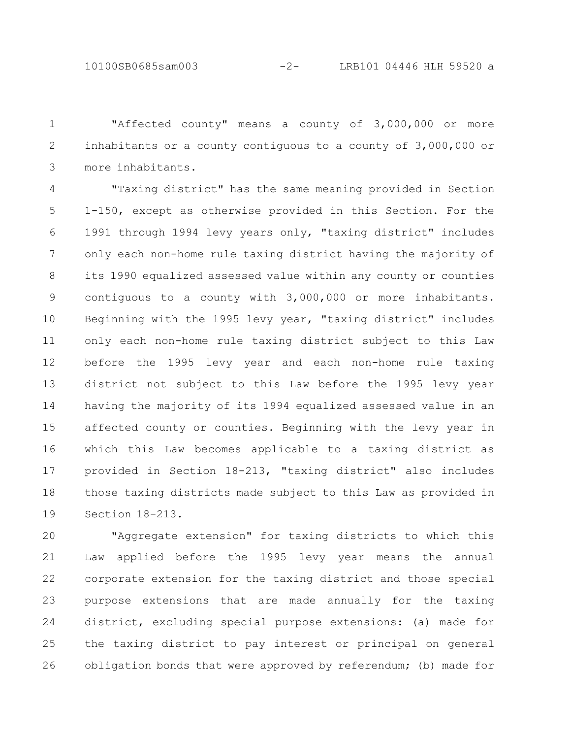"Affected county" means a county of 3,000,000 or more inhabitants or a county contiguous to a county of 3,000,000 or more inhabitants.

"Taxing district" has the same meaning provided in Section 1-150, except as otherwise provided in this Section. For the 1991 through 1994 levy years only, "taxing district" includes only each non-home rule taxing district having the majority of its 1990 equalized assessed value within any county or counties contiguous to a county with 3,000,000 or more inhabitants. Beginning with the 1995 levy year, "taxing district" includes only each non-home rule taxing district subject to this Law before the 1995 levy year and each non-home rule taxing district not subject to this Law before the 1995 levy year having the majority of its 1994 equalized assessed value in an affected county or counties. Beginning with the levy year in which this Law becomes applicable to a taxing district as provided in Section 18-213, "taxing district" also includes those taxing districts made subject to this Law as provided in Section 18-213.

"Aggregate extension" for taxing districts to which this Law applied before the 1995 levy year means the annual corporate extension for the taxing district and those special purpose extensions that are made annually for the taxing district, excluding special purpose extensions: (a) made for the taxing district to pay interest or principal on general obligation bonds that were approved by referendum; (b) made for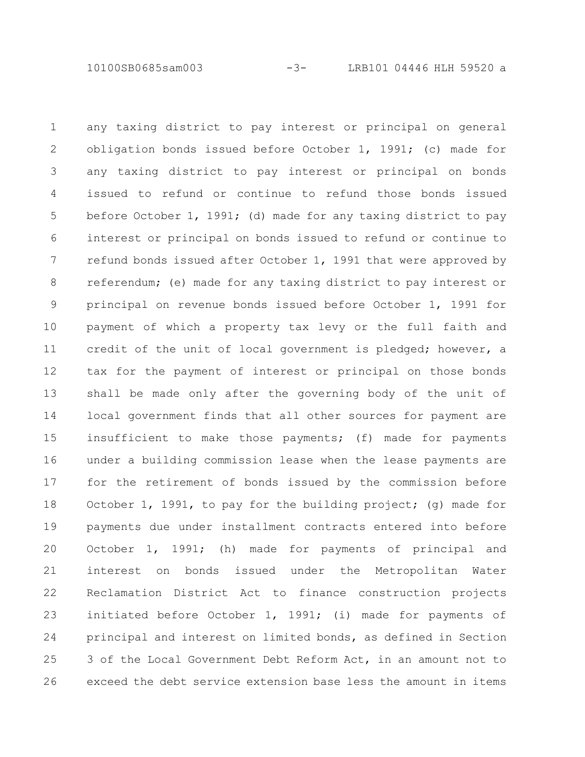any taxing district to pay interest or principal on general obligation bonds issued before October 1, 1991; (c) made for any taxing district to pay interest or principal on bonds issued to refund or continue to refund those bonds issued before October 1, 1991; (d) made for any taxing district to pay interest or principal on bonds issued to refund or continue to refund bonds issued after October 1, 1991 that were approved by referendum; (e) made for any taxing district to pay interest or principal on revenue bonds issued before October 1, 1991 for payment of which a property tax levy or the full faith and credit of the unit of local government is pledged; however, a tax for the payment of interest or principal on those bonds shall be made only after the governing body of the unit of local government finds that all other sources for payment are insufficient to make those payments; (f) made for payments under a building commission lease when the lease payments are for the retirement of bonds issued by the commission before October 1, 1991, to pay for the building project; (g) made for payments due under installment contracts entered into before October 1, 1991; (h) made for payments of principal and interest on bonds issued under the Metropolitan Water Reclamation District Act to finance construction projects initiated before October 1, 1991; (i) made for payments of principal and interest on limited bonds, as defined in Section 3 of the Local Government Debt Reform Act, in an amount not to exceed the debt service extension base less the amount in items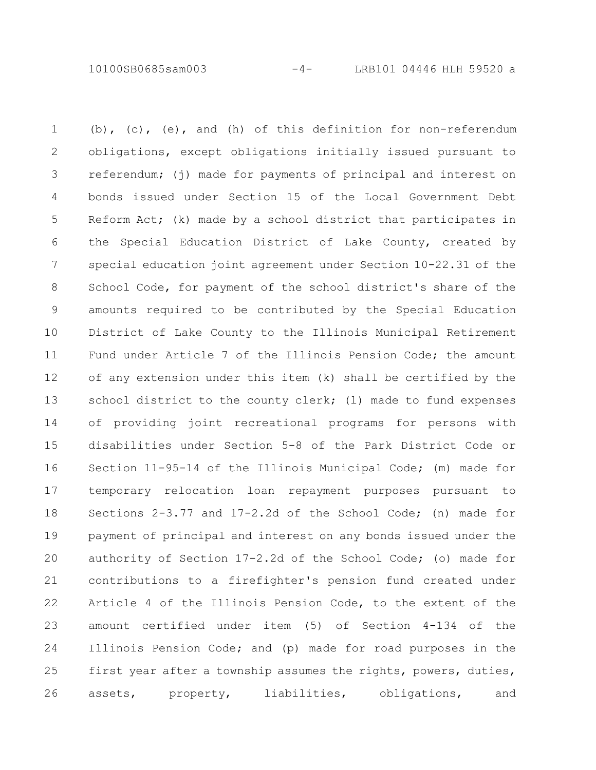(b), (c), (e), and (h) of this definition for non-referendum obligations, except obligations initially issued pursuant to referendum; (j) made for payments of principal and interest on bonds issued under Section 15 of the Local Government Debt Reform Act; (k) made by a school district that participates in the Special Education District of Lake County, created by special education joint agreement under Section 10-22.31 of the School Code, for payment of the school district's share of the amounts required to be contributed by the Special Education District of Lake County to the Illinois Municipal Retirement Fund under Article 7 of the Illinois Pension Code; the amount of any extension under this item (k) shall be certified by the school district to the county clerk; (l) made to fund expenses of providing joint recreational programs for persons with disabilities under Section 5-8 of the Park District Code or Section 11-95-14 of the Illinois Municipal Code; (m) made for temporary relocation loan repayment purposes pursuant to Sections 2-3.77 and 17-2.2d of the School Code; (n) made for payment of principal and interest on any bonds issued under the authority of Section 17-2.2d of the School Code; (o) made for contributions to a firefighter's pension fund created under Article 4 of the Illinois Pension Code, to the extent of the amount certified under item (5) of Section 4-134 of the Illinois Pension Code; and (p) made for road purposes in the first year after a township assumes the rights, powers, duties, assets, property, liabilities, obligations, and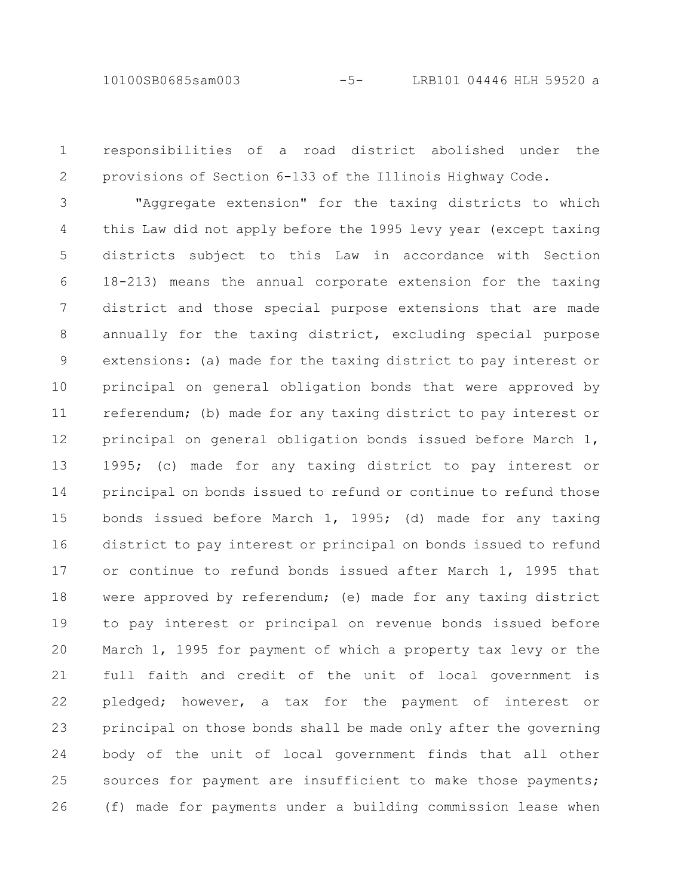responsibilities of a road district abolished under the provisions of Section 6-133 of the Illinois Highway Code.

"Aggregate extension" for the taxing districts to which this Law did not apply before the 1995 levy year (except taxing districts subject to this Law in accordance with Section 18-213) means the annual corporate extension for the taxing district and those special purpose extensions that are made annually for the taxing district, excluding special purpose extensions: (a) made for the taxing district to pay interest or principal on general obligation bonds that were approved by referendum; (b) made for any taxing district to pay interest or principal on general obligation bonds issued before March 1, 1995; (c) made for any taxing district to pay interest or principal on bonds issued to refund or continue to refund those bonds issued before March 1, 1995; (d) made for any taxing district to pay interest or principal on bonds issued to refund or continue to refund bonds issued after March 1, 1995 that were approved by referendum; (e) made for any taxing district to pay interest or principal on revenue bonds issued before March 1, 1995 for payment of which a property tax levy or the full faith and credit of the unit of local government is pledged; however, a tax for the payment of interest or principal on those bonds shall be made only after the governing body of the unit of local government finds that all other sources for payment are insufficient to make those payments; (f) made for payments under a building commission lease when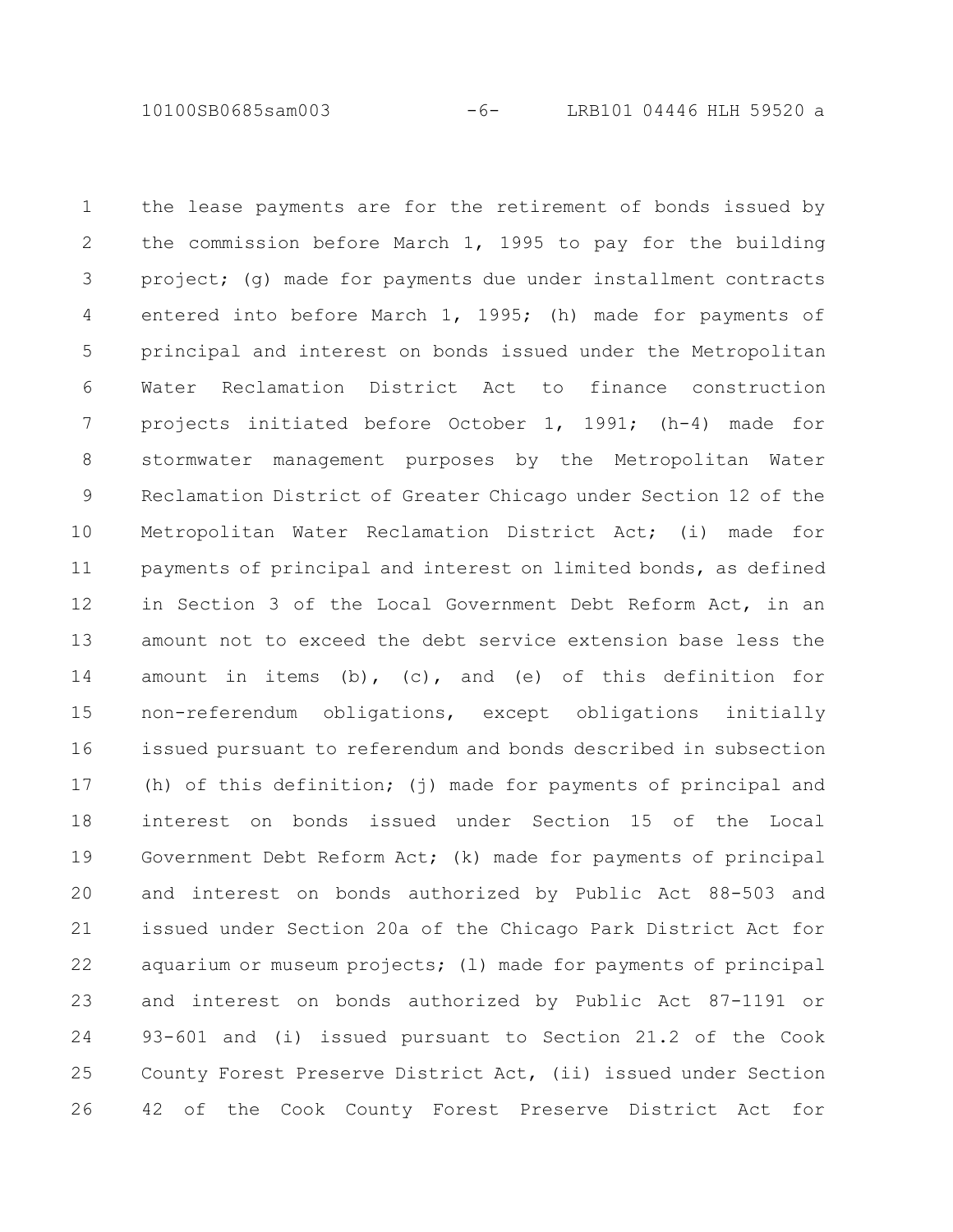the lease payments are for the retirement of bonds issued by the commission before March 1, 1995 to pay for the building project; (g) made for payments due under installment contracts entered into before March 1, 1995; (h) made for payments of principal and interest on bonds issued under the Metropolitan Water Reclamation District Act to finance construction projects initiated before October 1, 1991; (h-4) made for stormwater management purposes by the Metropolitan Water Reclamation District of Greater Chicago under Section 12 of the Metropolitan Water Reclamation District Act; (i) made for payments of principal and interest on limited bonds, as defined in Section 3 of the Local Government Debt Reform Act, in an amount not to exceed the debt service extension base less the amount in items (b), (c), and (e) of this definition for non-referendum obligations, except obligations initially issued pursuant to referendum and bonds described in subsection (h) of this definition; (j) made for payments of principal and interest on bonds issued under Section 15 of the Local Government Debt Reform Act; (k) made for payments of principal and interest on bonds authorized by Public Act 88-503 and issued under Section 20a of the Chicago Park District Act for aquarium or museum projects; (l) made for payments of principal and interest on bonds authorized by Public Act 87-1191 or 93-601 and (i) issued pursuant to Section 21.2 of the Cook County Forest Preserve District Act, (ii) issued under Section 42 of the Cook County Forest Preserve District Act for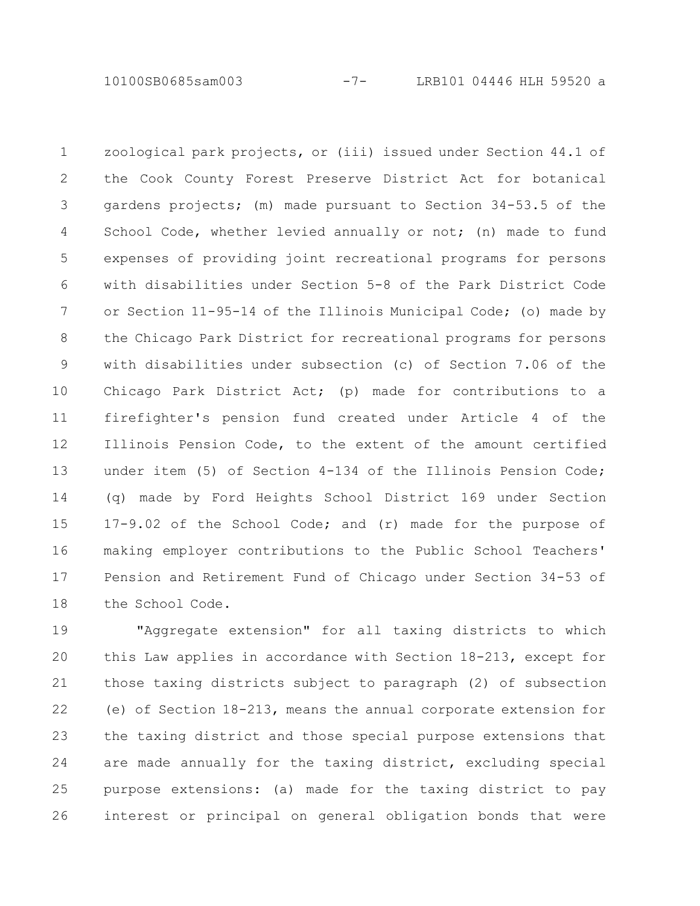zoological park projects, or (iii) issued under Section 44.1 of the Cook County Forest Preserve District Act for botanical gardens projects; (m) made pursuant to Section 34-53.5 of the School Code, whether levied annually or not; (n) made to fund expenses of providing joint recreational programs for persons with disabilities under Section 5-8 of the Park District Code or Section 11-95-14 of the Illinois Municipal Code; (o) made by the Chicago Park District for recreational programs for persons with disabilities under subsection (c) of Section 7.06 of the Chicago Park District Act; (p) made for contributions to a firefighter's pension fund created under Article 4 of the Illinois Pension Code, to the extent of the amount certified under item (5) of Section 4-134 of the Illinois Pension Code; (q) made by Ford Heights School District 169 under Section 17-9.02 of the School Code; and (r) made for the purpose of making employer contributions to the Public School Teachers' Pension and Retirement Fund of Chicago under Section 34-53 of the School Code.

"Aggregate extension" for all taxing districts to which this Law applies in accordance with Section 18-213, except for those taxing districts subject to paragraph (2) of subsection (e) of Section 18-213, means the annual corporate extension for the taxing district and those special purpose extensions that are made annually for the taxing district, excluding special purpose extensions: (a) made for the taxing district to pay interest or principal on general obligation bonds that were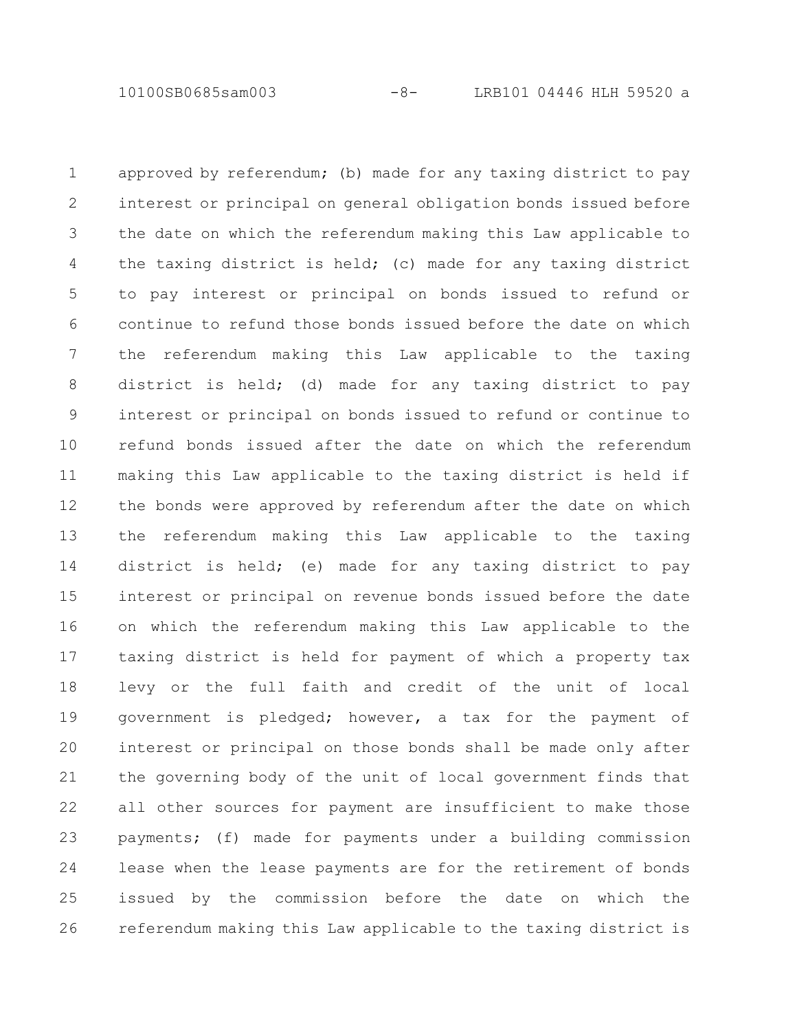approved by referendum; (b) made for any taxing district to pay interest or principal on general obligation bonds issued before the date on which the referendum making this Law applicable to the taxing district is held; (c) made for any taxing district to pay interest or principal on bonds issued to refund or continue to refund those bonds issued before the date on which the referendum making this Law applicable to the taxing district is held; (d) made for any taxing district to pay interest or principal on bonds issued to refund or continue to refund bonds issued after the date on which the referendum making this Law applicable to the taxing district is held if the bonds were approved by referendum after the date on which the referendum making this Law applicable to the taxing district is held; (e) made for any taxing district to pay interest or principal on revenue bonds issued before the date on which the referendum making this Law applicable to the taxing district is held for payment of which a property tax levy or the full faith and credit of the unit of local government is pledged; however, a tax for the payment of interest or principal on those bonds shall be made only after the governing body of the unit of local government finds that all other sources for payment are insufficient to make those payments; (f) made for payments under a building commission lease when the lease payments are for the retirement of bonds issued by the commission before the date on which the referendum making this Law applicable to the taxing district is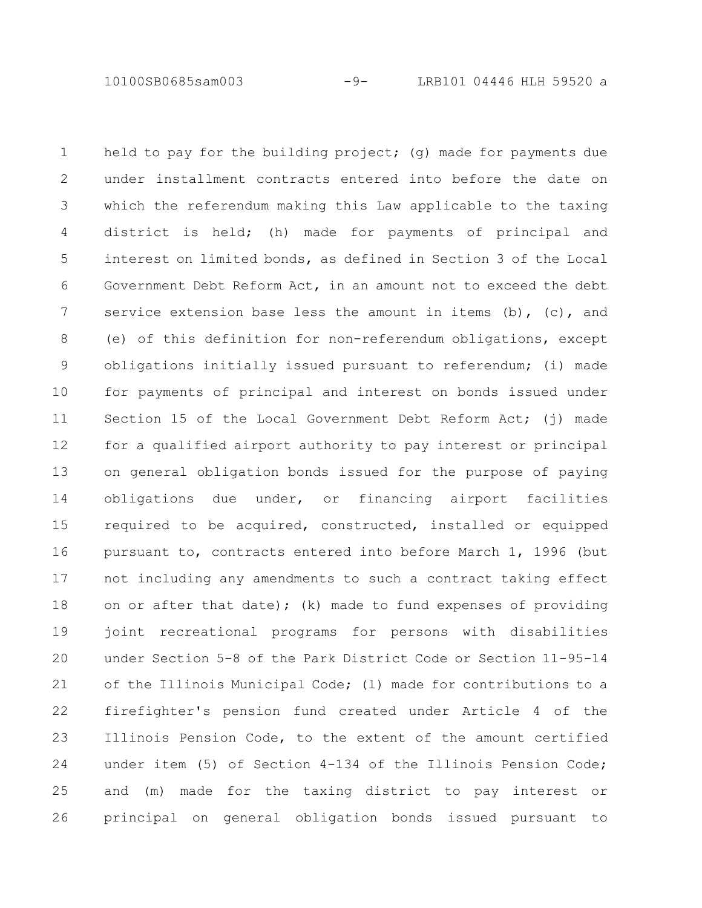held to pay for the building project; (g) made for payments due under installment contracts entered into before the date on which the referendum making this Law applicable to the taxing district is held; (h) made for payments of principal and interest on limited bonds, as defined in Section 3 of the Local Government Debt Reform Act, in an amount not to exceed the debt service extension base less the amount in items (b), (c), and (e) of this definition for non-referendum obligations, except obligations initially issued pursuant to referendum; (i) made for payments of principal and interest on bonds issued under Section 15 of the Local Government Debt Reform Act; (j) made for a qualified airport authority to pay interest or principal on general obligation bonds issued for the purpose of paying obligations due under, or financing airport facilities required to be acquired, constructed, installed or equipped pursuant to, contracts entered into before March 1, 1996 (but not including any amendments to such a contract taking effect on or after that date); (k) made to fund expenses of providing joint recreational programs for persons with disabilities under Section 5-8 of the Park District Code or Section 11-95-14 of the Illinois Municipal Code; (l) made for contributions to a firefighter's pension fund created under Article 4 of the Illinois Pension Code, to the extent of the amount certified under item (5) of Section 4-134 of the Illinois Pension Code; and (m) made for the taxing district to pay interest or principal on general obligation bonds issued pursuant to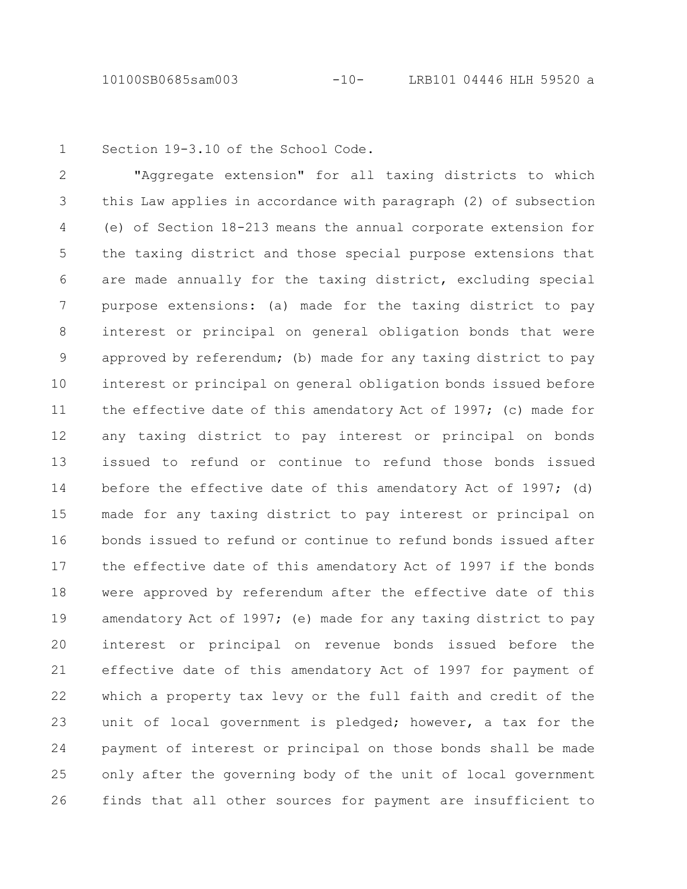Section 19-3.10 of the School Code.

"Aggregate extension" for all taxing districts to which this Law applies in accordance with paragraph (2) of subsection (e) of Section 18-213 means the annual corporate extension for the taxing district and those special purpose extensions that are made annually for the taxing district, excluding special purpose extensions: (a) made for the taxing district to pay interest or principal on general obligation bonds that were approved by referendum; (b) made for any taxing district to pay interest or principal on general obligation bonds issued before the effective date of this amendatory Act of 1997; (c) made for any taxing district to pay interest or principal on bonds issued to refund or continue to refund those bonds issued before the effective date of this amendatory Act of 1997; (d) made for any taxing district to pay interest or principal on bonds issued to refund or continue to refund bonds issued after the effective date of this amendatory Act of 1997 if the bonds were approved by referendum after the effective date of this amendatory Act of 1997; (e) made for any taxing district to pay interest or principal on revenue bonds issued before the effective date of this amendatory Act of 1997 for payment of which a property tax levy or the full faith and credit of the unit of local government is pledged; however, a tax for the payment of interest or principal on those bonds shall be made only after the governing body of the unit of local government finds that all other sources for payment are insufficient to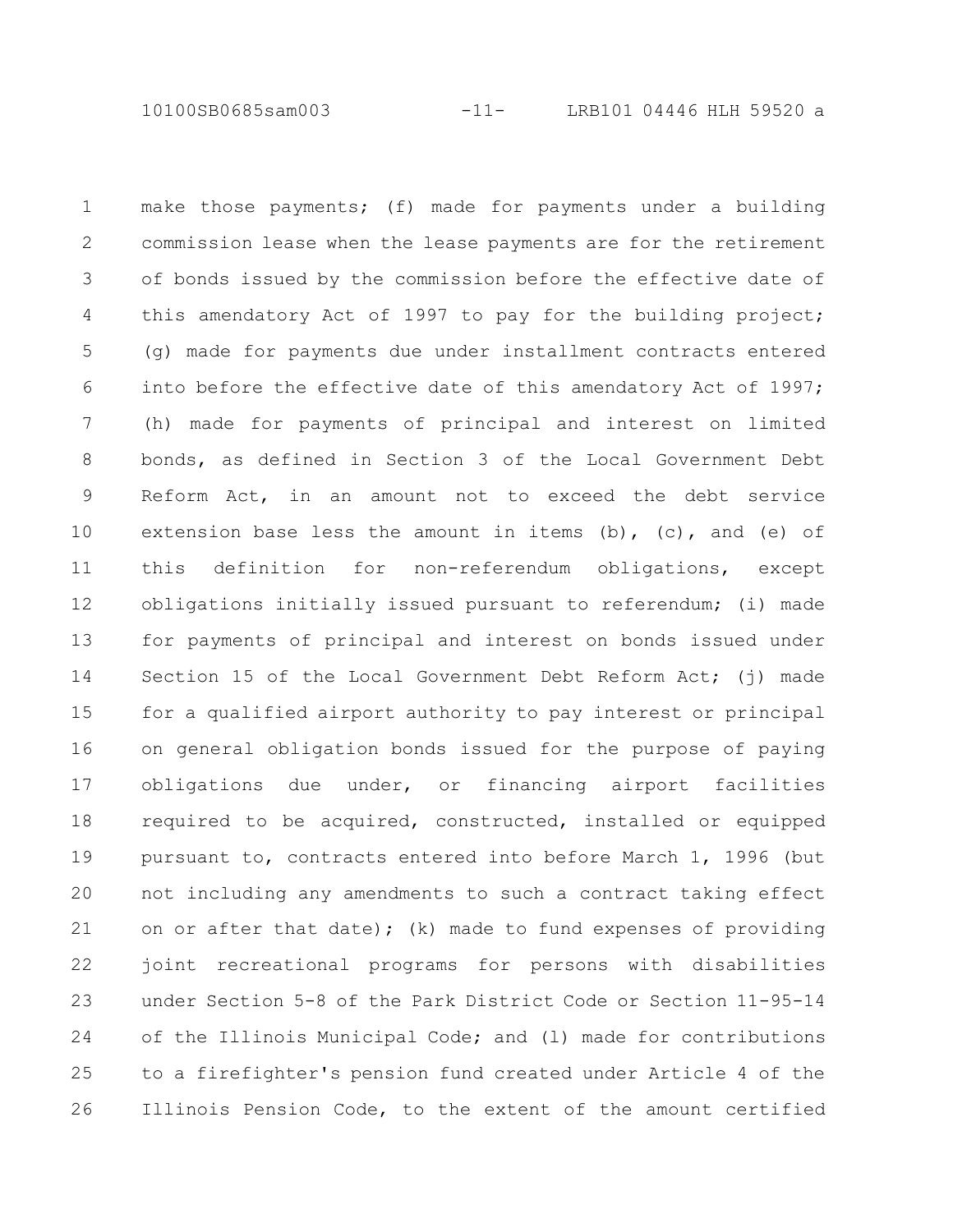make those payments; (f) made for payments under a building commission lease when the lease payments are for the retirement of bonds issued by the commission before the effective date of this amendatory Act of 1997 to pay for the building project; (g) made for payments due under installment contracts entered into before the effective date of this amendatory Act of 1997; (h) made for payments of principal and interest on limited bonds, as defined in Section 3 of the Local Government Debt Reform Act, in an amount not to exceed the debt service extension base less the amount in items (b), (c), and (e) of this definition for non-referendum obligations, except obligations initially issued pursuant to referendum; (i) made for payments of principal and interest on bonds issued under Section 15 of the Local Government Debt Reform Act; (j) made for a qualified airport authority to pay interest or principal on general obligation bonds issued for the purpose of paying obligations due under, or financing airport facilities required to be acquired, constructed, installed or equipped pursuant to, contracts entered into before March 1, 1996 (but not including any amendments to such a contract taking effect on or after that date); (k) made to fund expenses of providing joint recreational programs for persons with disabilities under Section 5-8 of the Park District Code or Section 11-95-14 of the Illinois Municipal Code; and (l) made for contributions to a firefighter's pension fund created under Article 4 of the Illinois Pension Code, to the extent of the amount certified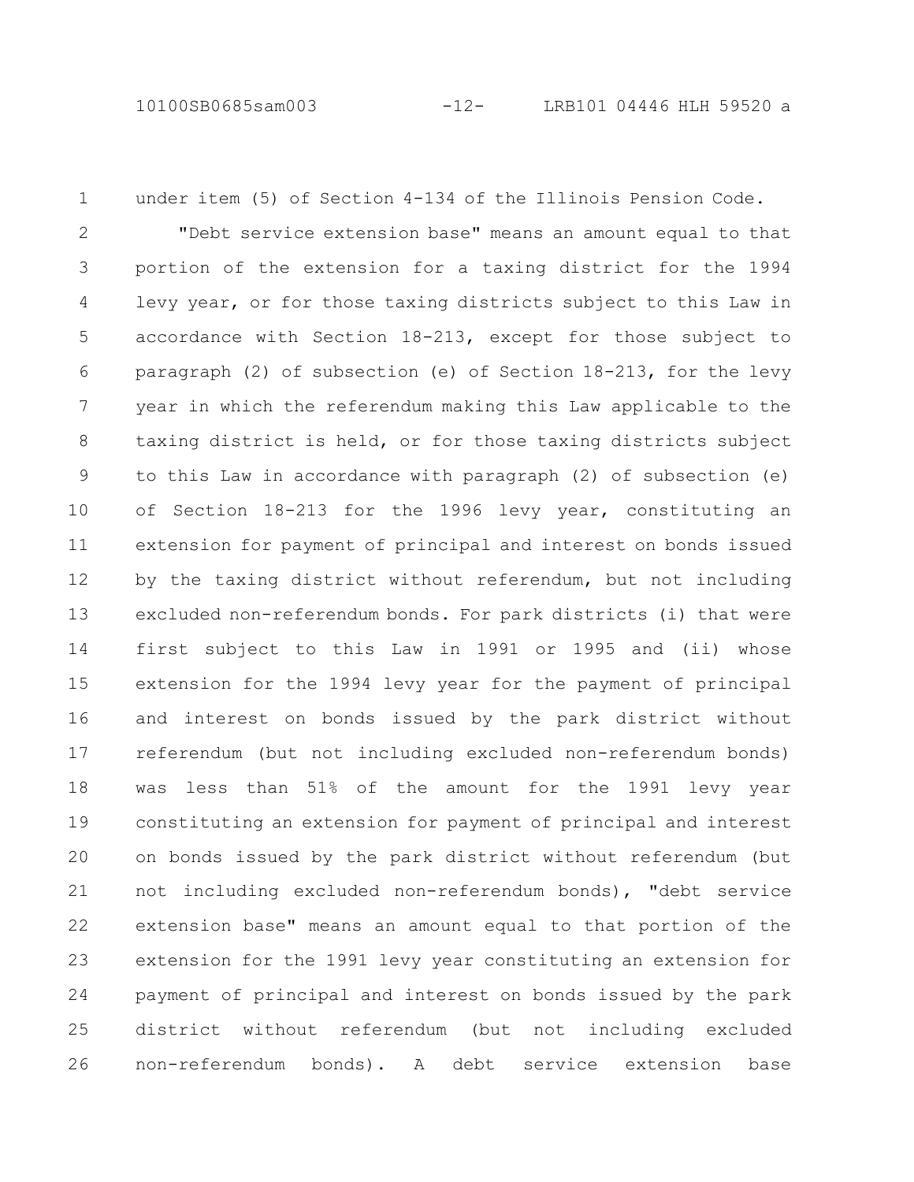under item (5) of Section 4-134 of the Illinois Pension Code.

"Debt service extension base" means an amount equal to that portion of the extension for a taxing district for the 1994 levy year, or for those taxing districts subject to this Law in accordance with Section 18-213, except for those subject to paragraph (2) of subsection (e) of Section 18-213, for the levy year in which the referendum making this Law applicable to the taxing district is held, or for those taxing districts subject to this Law in accordance with paragraph (2) of subsection (e) of Section 18-213 for the 1996 levy year, constituting an extension for payment of principal and interest on bonds issued by the taxing district without referendum, but not including excluded non-referendum bonds. For park districts (i) that were first subject to this Law in 1991 or 1995 and (ii) whose extension for the 1994 levy year for the payment of principal and interest on bonds issued by the park district without referendum (but not including excluded non-referendum bonds) was less than 51% of the amount for the 1991 levy year constituting an extension for payment of principal and interest on bonds issued by the park district without referendum (but not including excluded non-referendum bonds), "debt service extension base" means an amount equal to that portion of the extension for the 1991 levy year constituting an extension for payment of principal and interest on bonds issued by the park district without referendum (but not including excluded non-referendum bonds). A debt service extension base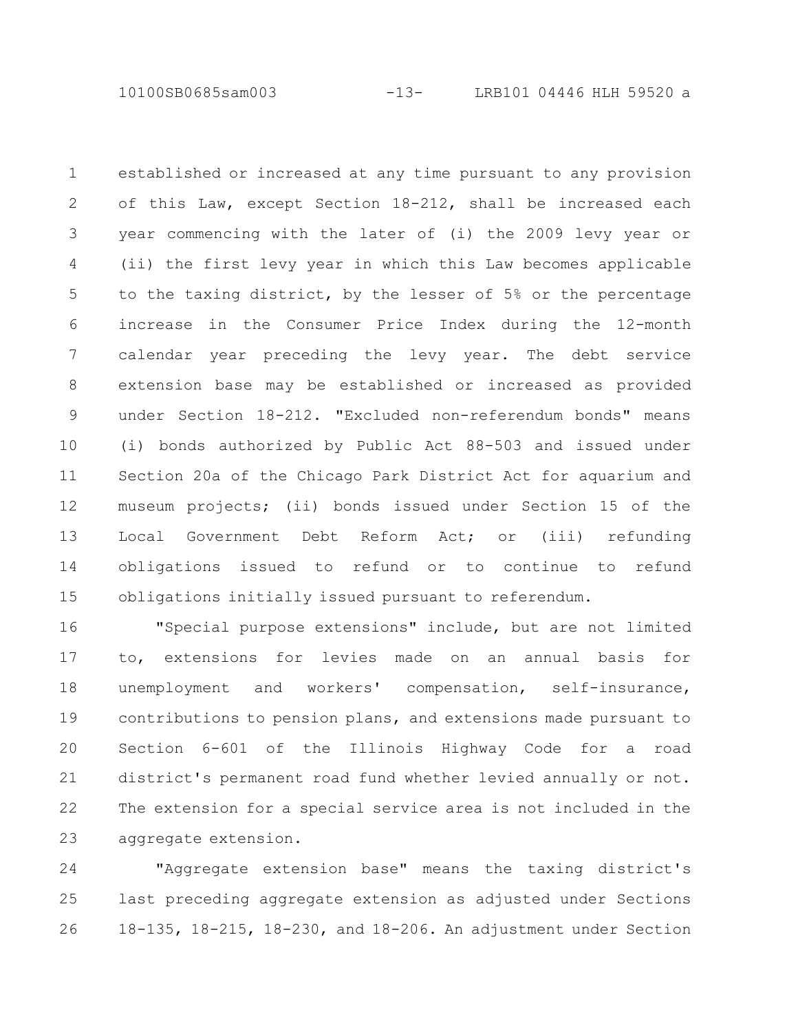established or increased at any time pursuant to any provision of this Law, except Section 18-212, shall be increased each year commencing with the later of (i) the 2009 levy year or (ii) the first levy year in which this Law becomes applicable to the taxing district, by the lesser of 5% or the percentage increase in the Consumer Price Index during the 12-month calendar year preceding the levy year. The debt service extension base may be established or increased as provided under Section 18-212. "Excluded non-referendum bonds" means (i) bonds authorized by Public Act 88-503 and issued under Section 20a of the Chicago Park District Act for aquarium and museum projects; (ii) bonds issued under Section 15 of the Local Government Debt Reform Act; or (iii) refunding obligations issued to refund or to continue to refund obligations initially issued pursuant to referendum.

"Special purpose extensions" include, but are not limited to, extensions for levies made on an annual basis for unemployment and workers' compensation, self-insurance, contributions to pension plans, and extensions made pursuant to Section 6-601 of the Illinois Highway Code for a road district's permanent road fund whether levied annually or not. The extension for a special service area is not included in the aggregate extension.

"Aggregate extension base" means the taxing district's last preceding aggregate extension as adjusted under Sections 18-135, 18-215, 18-230, and 18-206. An adjustment under Section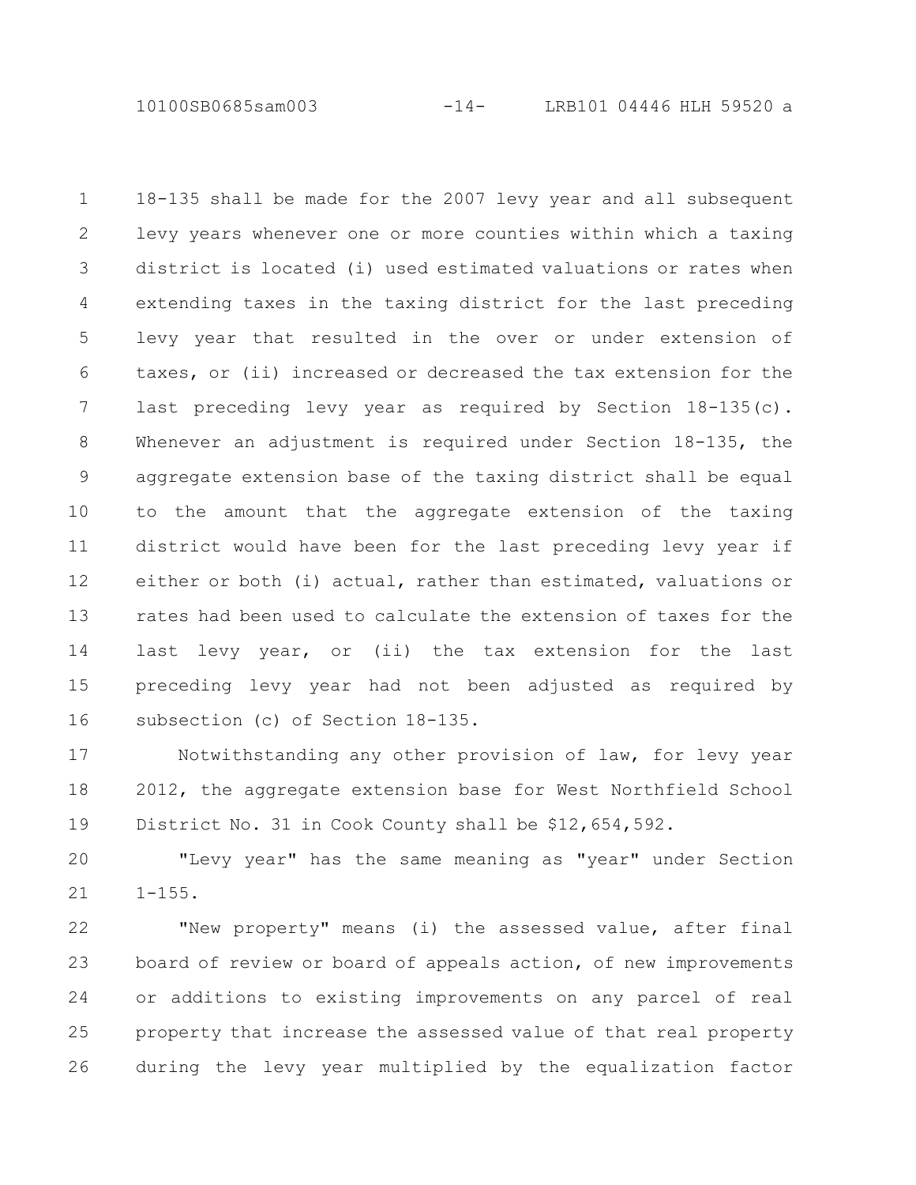18-135 shall be made for the 2007 levy year and all subsequent levy years whenever one or more counties within which a taxing district is located (i) used estimated valuations or rates when extending taxes in the taxing district for the last preceding levy year that resulted in the over or under extension of taxes, or (ii) increased or decreased the tax extension for the last preceding levy year as required by Section 18-135(c). Whenever an adjustment is required under Section 18-135, the aggregate extension base of the taxing district shall be equal to the amount that the aggregate extension of the taxing district would have been for the last preceding levy year if either or both (i) actual, rather than estimated, valuations or rates had been used to calculate the extension of taxes for the last levy year, or (ii) the tax extension for the last preceding levy year had not been adjusted as required by subsection (c) of Section 18-135.

Notwithstanding any other provision of law, for levy year 2012, the aggregate extension base for West Northfield School District No. 31 in Cook County shall be $12,654,592.

"Levy year" has the same meaning as "year" under Section 1-155.

"New property" means (i) the assessed value, after final board of review or board of appeals action, of new improvements or additions to existing improvements on any parcel of real property that increase the assessed value of that real property during the levy year multiplied by the equalization factor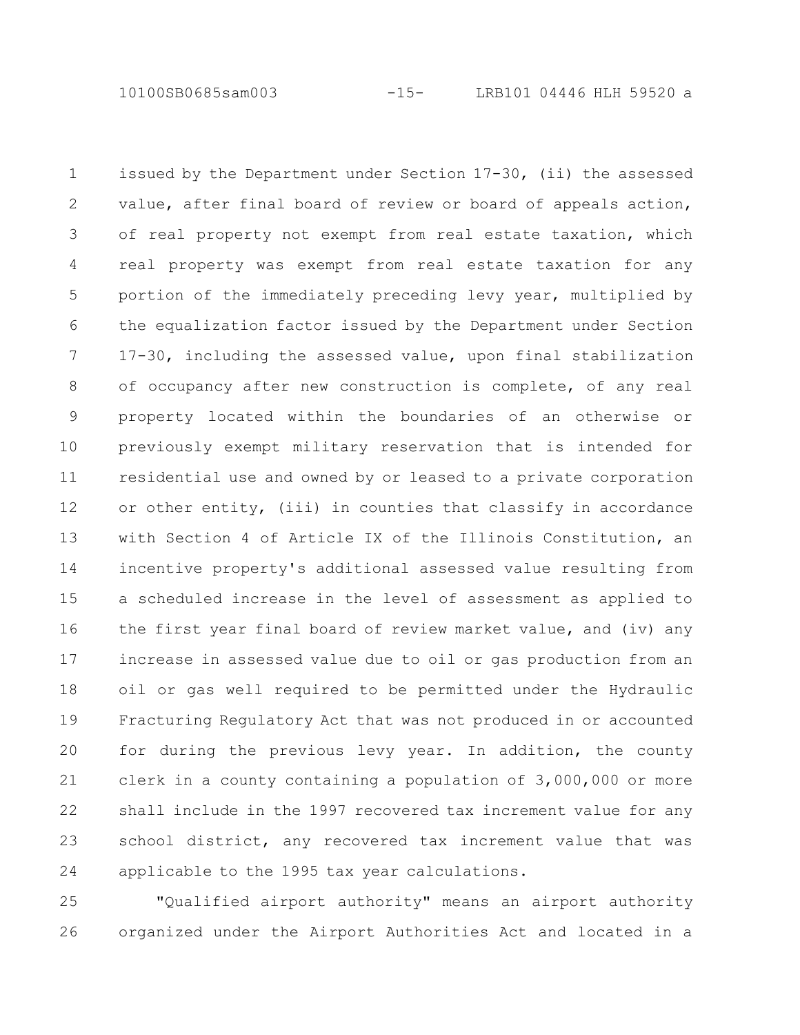issued by the Department under Section 17-30, (ii) the assessed value, after final board of review or board of appeals action, of real property not exempt from real estate taxation, which real property was exempt from real estate taxation for any portion of the immediately preceding levy year, multiplied by the equalization factor issued by the Department under Section 17-30, including the assessed value, upon final stabilization of occupancy after new construction is complete, of any real property located within the boundaries of an otherwise or previously exempt military reservation that is intended for residential use and owned by or leased to a private corporation or other entity, (iii) in counties that classify in accordance with Section 4 of Article IX of the Illinois Constitution, an incentive property's additional assessed value resulting from a scheduled increase in the level of assessment as applied to the first year final board of review market value, and (iv) any increase in assessed value due to oil or gas production from an oil or gas well required to be permitted under the Hydraulic Fracturing Regulatory Act that was not produced in or accounted for during the previous levy year. In addition, the county clerk in a county containing a population of 3,000,000 or more shall include in the 1997 recovered tax increment value for any school district, any recovered tax increment value that was applicable to the 1995 tax year calculations.

"Qualified airport authority" means an airport authority organized under the Airport Authorities Act and located in a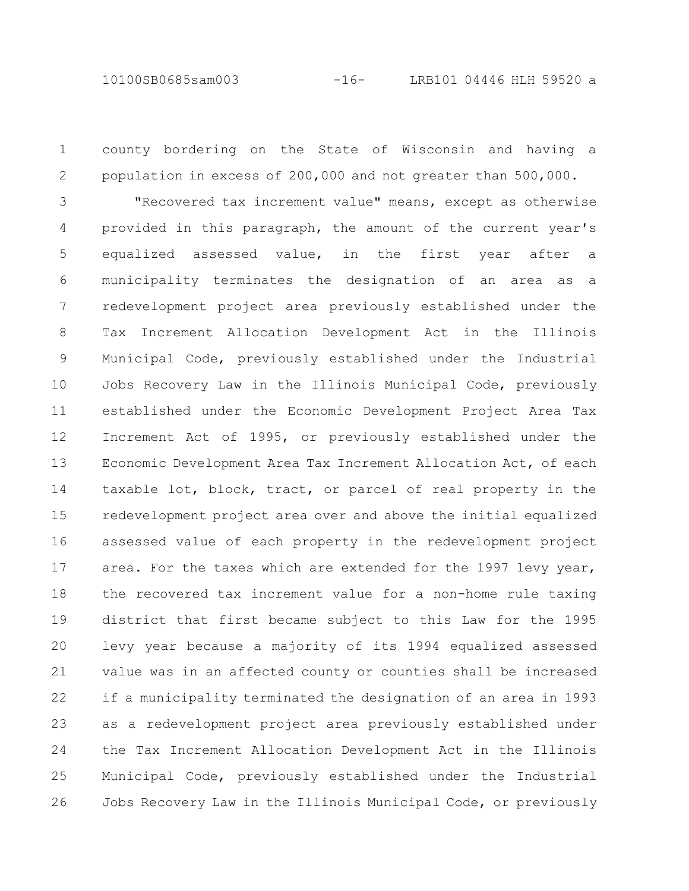county bordering on the State of Wisconsin and having a population in excess of 200,000 and not greater than 500,000.

"Recovered tax increment value" means, except as otherwise provided in this paragraph, the amount of the current year's equalized assessed value, in the first year after a municipality terminates the designation of an area as a redevelopment project area previously established under the Tax Increment Allocation Development Act in the Illinois Municipal Code, previously established under the Industrial Jobs Recovery Law in the Illinois Municipal Code, previously established under the Economic Development Project Area Tax Increment Act of 1995, or previously established under the Economic Development Area Tax Increment Allocation Act, of each taxable lot, block, tract, or parcel of real property in the redevelopment project area over and above the initial equalized assessed value of each property in the redevelopment project area. For the taxes which are extended for the 1997 levy year, the recovered tax increment value for a non-home rule taxing district that first became subject to this Law for the 1995 levy year because a majority of its 1994 equalized assessed value was in an affected county or counties shall be increased if a municipality terminated the designation of an area in 1993 as a redevelopment project area previously established under the Tax Increment Allocation Development Act in the Illinois Municipal Code, previously established under the Industrial Jobs Recovery Law in the Illinois Municipal Code, or previously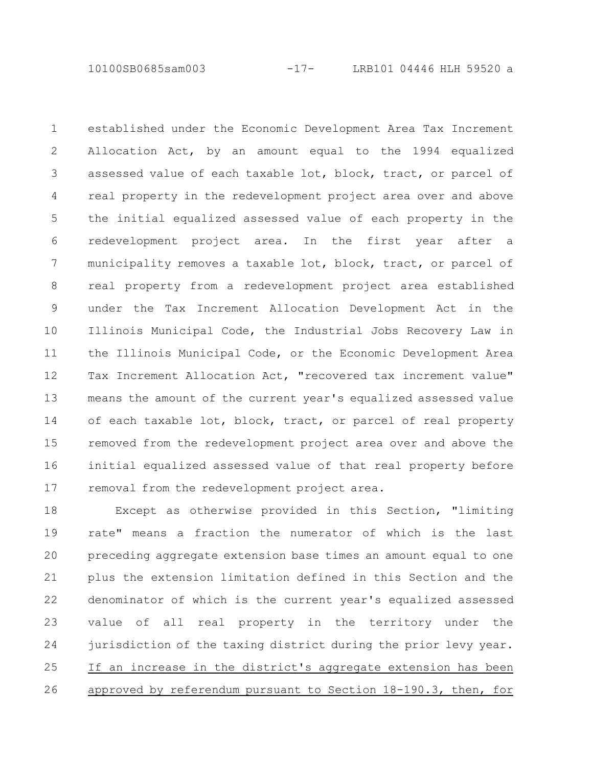established under the Economic Development Area Tax Increment Allocation Act, by an amount equal to the 1994 equalized assessed value of each taxable lot, block, tract, or parcel of real property in the redevelopment project area over and above the initial equalized assessed value of each property in the redevelopment project area. In the first year after a municipality removes a taxable lot, block, tract, or parcel of real property from a redevelopment project area established under the Tax Increment Allocation Development Act in the Illinois Municipal Code, the Industrial Jobs Recovery Law in the Illinois Municipal Code, or the Economic Development Area Tax Increment Allocation Act, "recovered tax increment value" means the amount of the current year's equalized assessed value of each taxable lot, block, tract, or parcel of real property removed from the redevelopment project area over and above the initial equalized assessed value of that real property before removal from the redevelopment project area.

Except as otherwise provided in this Section, "limiting rate" means a fraction the numerator of which is the last preceding aggregate extension base times an amount equal to one plus the extension limitation defined in this Section and the denominator of which is the current year's equalized assessed value of all real property in the territory under the jurisdiction of the taxing district during the prior levy year. <u>If an increase in the district's aggregate extension has been approved by referendum pursuant to Section 18-190.3, then, for</u>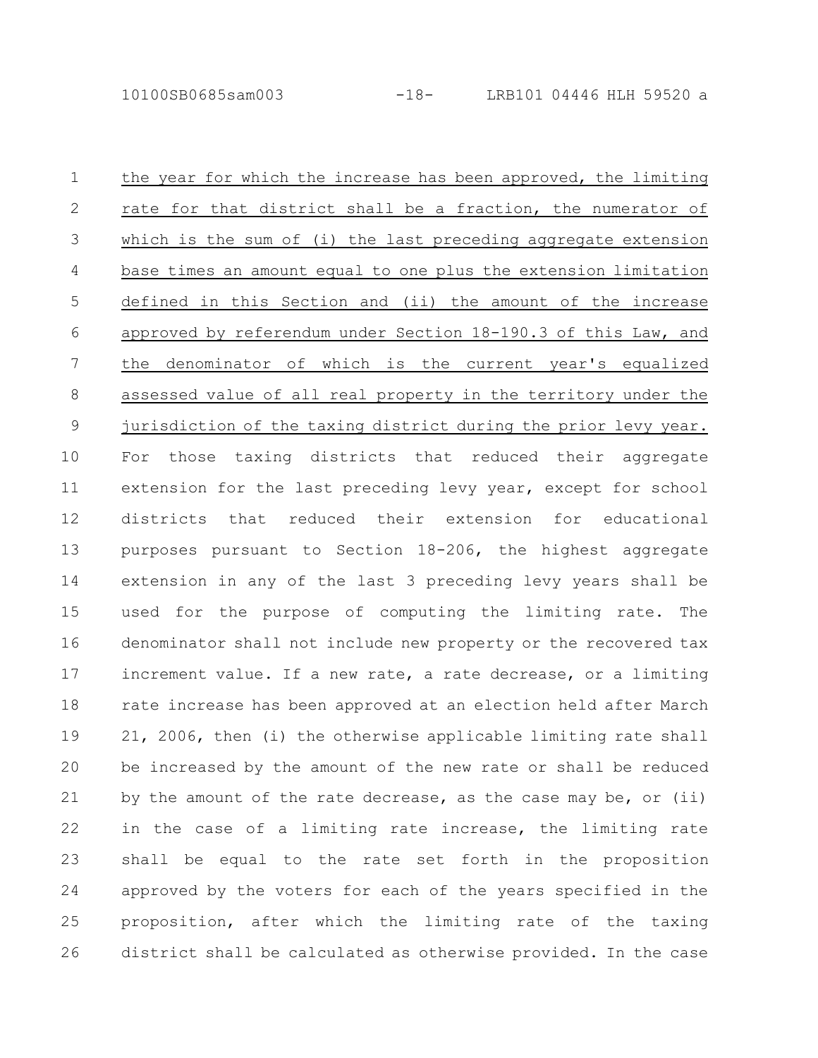<u>the year for which the increase has been approved, the limiting rate for that district shall be a fraction, the numerator of which is the sum of (i) the last preceding aggregate extension base times an amount equal to one plus the extension limitation defined in this Section and (ii) the amount of the increase approved by referendum under Section 18-190.3 of this Law, and the denominator of which is the current year's equalized assessed value of all real property in the territory under the jurisdiction of the taxing district during the prior levy year.</u> For those taxing districts that reduced their aggregate extension for the last preceding levy year, except for school districts that reduced their extension for educational purposes pursuant to Section 18-206, the highest aggregate extension in any of the last 3 preceding levy years shall be used for the purpose of computing the limiting rate. The denominator shall not include new property or the recovered tax increment value. If a new rate, a rate decrease, or a limiting rate increase has been approved at an election held after March 21, 2006, then (i) the otherwise applicable limiting rate shall be increased by the amount of the new rate or shall be reduced by the amount of the rate decrease, as the case may be, or (ii) in the case of a limiting rate increase, the limiting rate shall be equal to the rate set forth in the proposition approved by the voters for each of the years specified in the proposition, after which the limiting rate of the taxing district shall be calculated as otherwise provided. In the case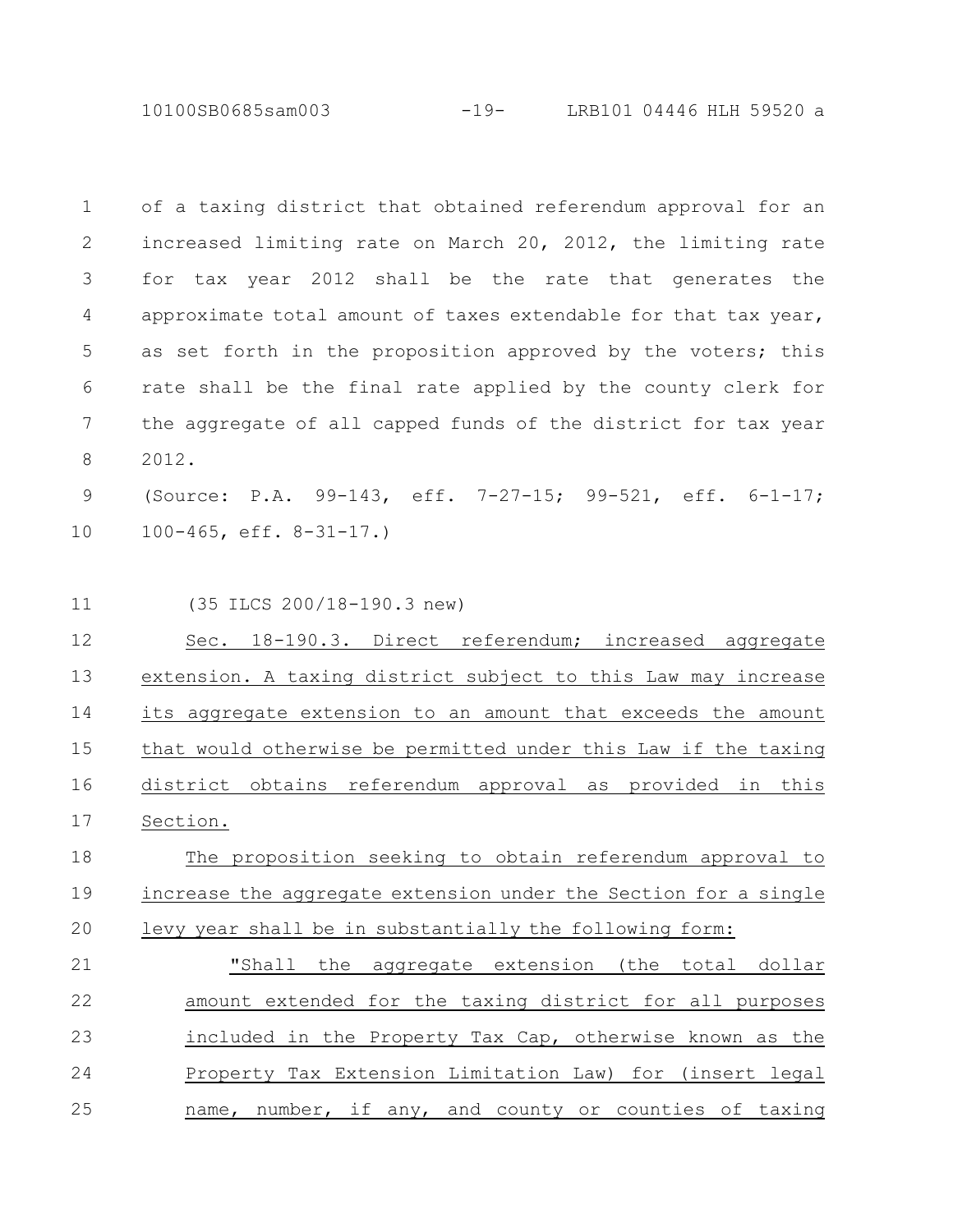of a taxing district that obtained referendum approval for an increased limiting rate on March 20, 2012, the limiting rate for tax year 2012 shall be the rate that generates the approximate total amount of taxes extendable for that tax year, as set forth in the proposition approved by the voters; this rate shall be the final rate applied by the county clerk for the aggregate of all capped funds of the district for tax year 2012.

(Source: P.A. 99-143, eff. 7-27-15; 99-521, eff. 6-1-17; 100-465, eff. 8-31-17.)

(35 ILCS 200/18-190.3 new)

Sec. 18-190.3. Direct referendum; increased aggregate extension. A taxing district subject to this Law may increase its aggregate extension to an amount that exceeds the amount that would otherwise be permitted under this Law if the taxing district obtains referendum approval as provided in this Section.

The proposition seeking to obtain referendum approval to increase the aggregate extension under the Section for a single levy year shall be in substantially the following form:

"Shall the aggregate extension (the total dollar amount extended for the taxing district for all purposes included in the Property Tax Cap, otherwise known as the Property Tax Extension Limitation Law) for (insert legal name, number, if any, and county or counties of taxing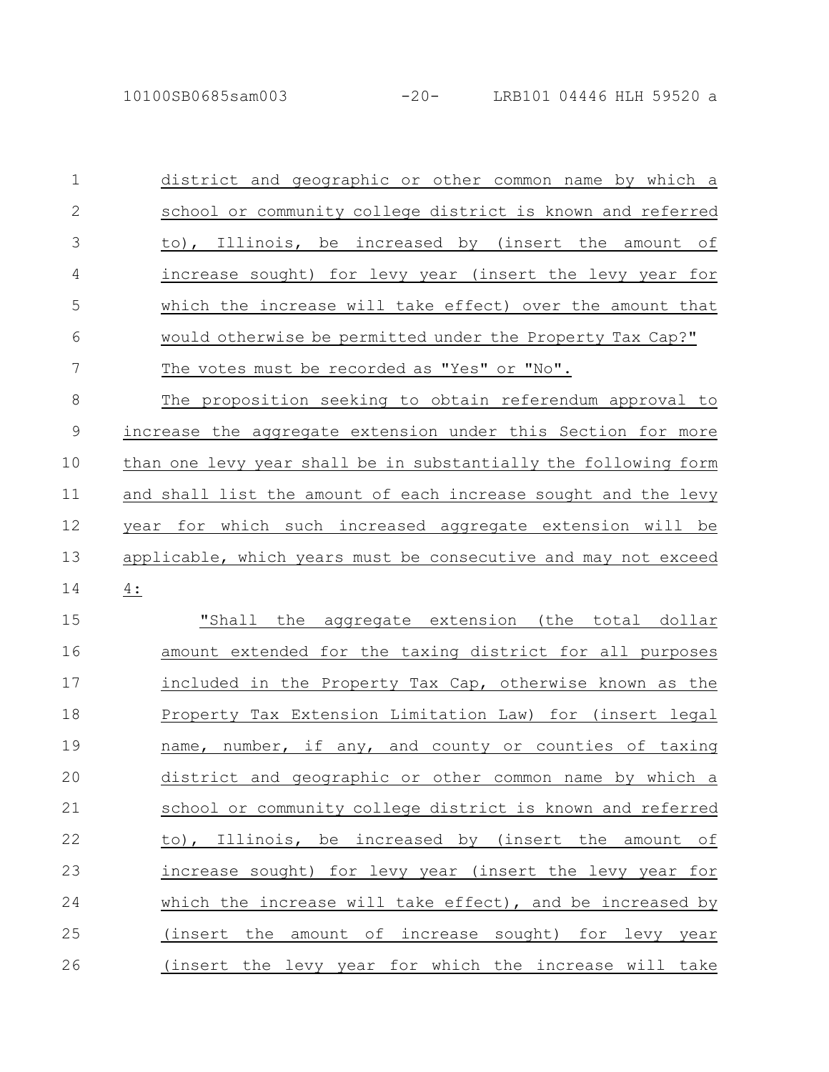district and geographic or other common name by which a school or community college district is known and referred to), Illinois, be increased by (insert the amount of increase sought) for levy year (insert the levy year for which the increase will take effect) over the amount that would otherwise be permitted under the Property Tax Cap?" The votes must be recorded as "Yes" or "No".

The proposition seeking to obtain referendum approval to increase the aggregate extension under this Section for more than one levy year shall be in substantially the following form and shall list the amount of each increase sought and the levy year for which such increased aggregate extension will be applicable, which years must be consecutive and may not exceed 4:

"Shall the aggregate extension (the total dollar amount extended for the taxing district for all purposes included in the Property Tax Cap, otherwise known as the Property Tax Extension Limitation Law) for (insert legal name, number, if any, and county or counties of taxing district and geographic or other common name by which a school or community college district is known and referred to), Illinois, be increased by (insert the amount of increase sought) for levy year (insert the levy year for which the increase will take effect), and be increased by (insert the amount of increase sought) for levy year (insert the levy year for which the increase will take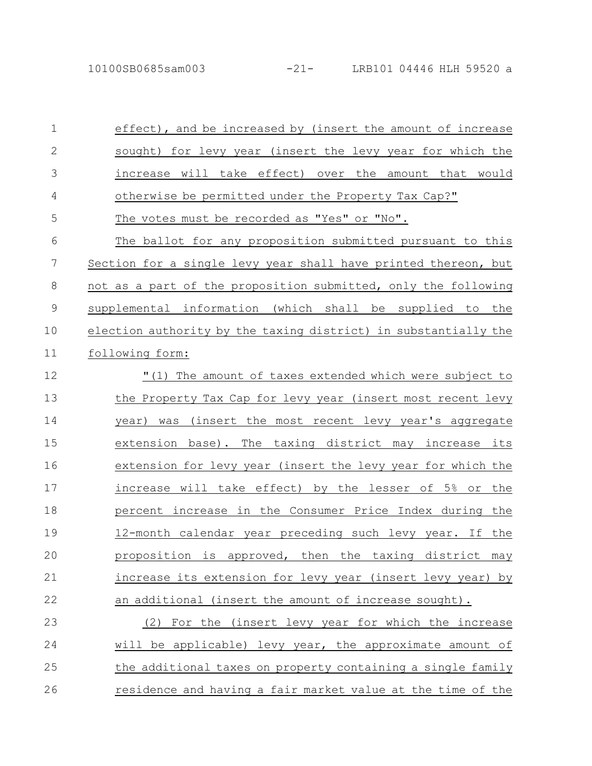effect), and be increased by (insert the amount of increase sought) for levy year (insert the levy year for which the increase will take effect) over the amount that would otherwise be permitted under the Property Tax Cap?"

The votes must be recorded as "Yes" or "No".

The ballot for any proposition submitted pursuant to this Section for a single levy year shall have printed thereon, but not as a part of the proposition submitted, only the following supplemental information (which shall be supplied to the election authority by the taxing district) in substantially the following form:

"(1) The amount of taxes extended which were subject to the Property Tax Cap for levy year (insert most recent levy year) was (insert the most recent levy year's aggregate extension base). The taxing district may increase its extension for levy year (insert the levy year for which the increase will take effect) by the lesser of 5% or the percent increase in the Consumer Price Index during the 12-month calendar year preceding such levy year. If the proposition is approved, then the taxing district may increase its extension for levy year (insert levy year) by an additional (insert the amount of increase sought).

(2) For the (insert levy year for which the increase will be applicable) levy year, the approximate amount of the additional taxes on property containing a single family residence and having a fair market value at the time of the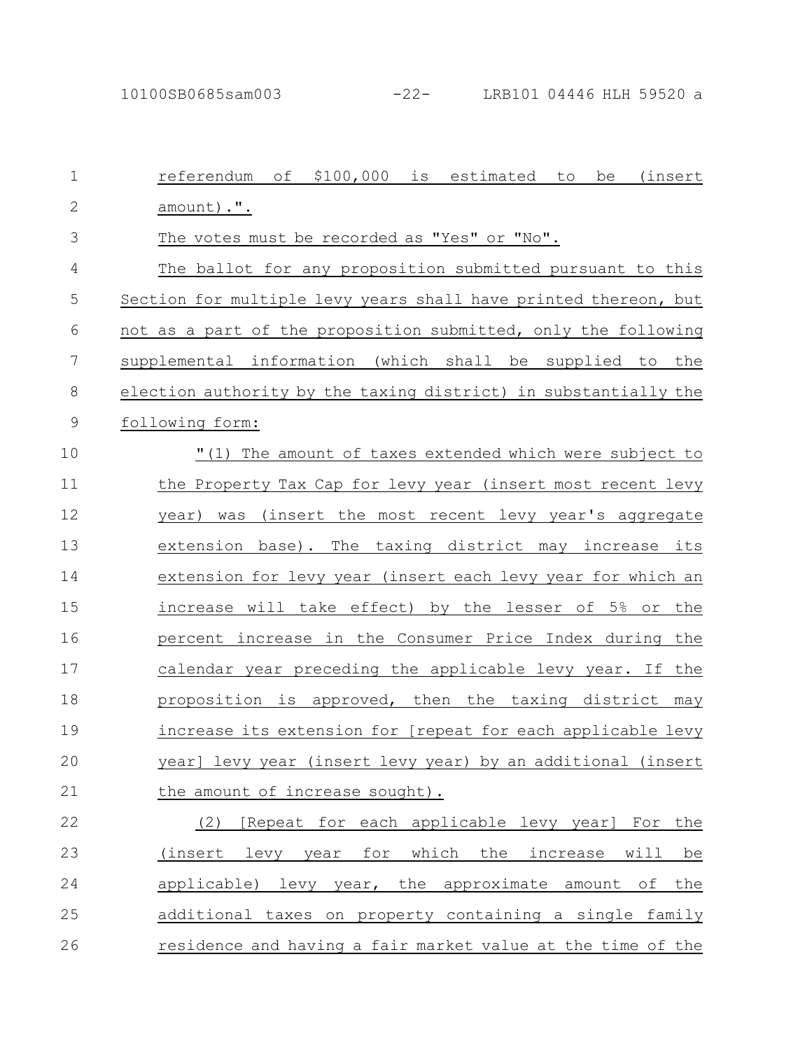referendum of $100,000 is estimated to be (insert amount).".

The votes must be recorded as "Yes" or "No".

The ballot for any proposition submitted pursuant to this Section for multiple levy years shall have printed thereon, but not as a part of the proposition submitted, only the following supplemental information (which shall be supplied to the election authority by the taxing district) in substantially the following form:

"(1) The amount of taxes extended which were subject to the Property Tax Cap for levy year (insert most recent levy year) was (insert the most recent levy year's aggregate extension base). The taxing district may increase its extension for levy year (insert each levy year for which an increase will take effect) by the lesser of 5% or the percent increase in the Consumer Price Index during the calendar year preceding the applicable levy year. If the proposition is approved, then the taxing district may increase its extension for [repeat for each applicable levy year] levy year (insert levy year) by an additional (insert the amount of increase sought).

(2) [Repeat for each applicable levy year] For the (insert levy year for which the increase will be applicable) levy year, the approximate amount of the additional taxes on property containing a single family residence and having a fair market value at the time of the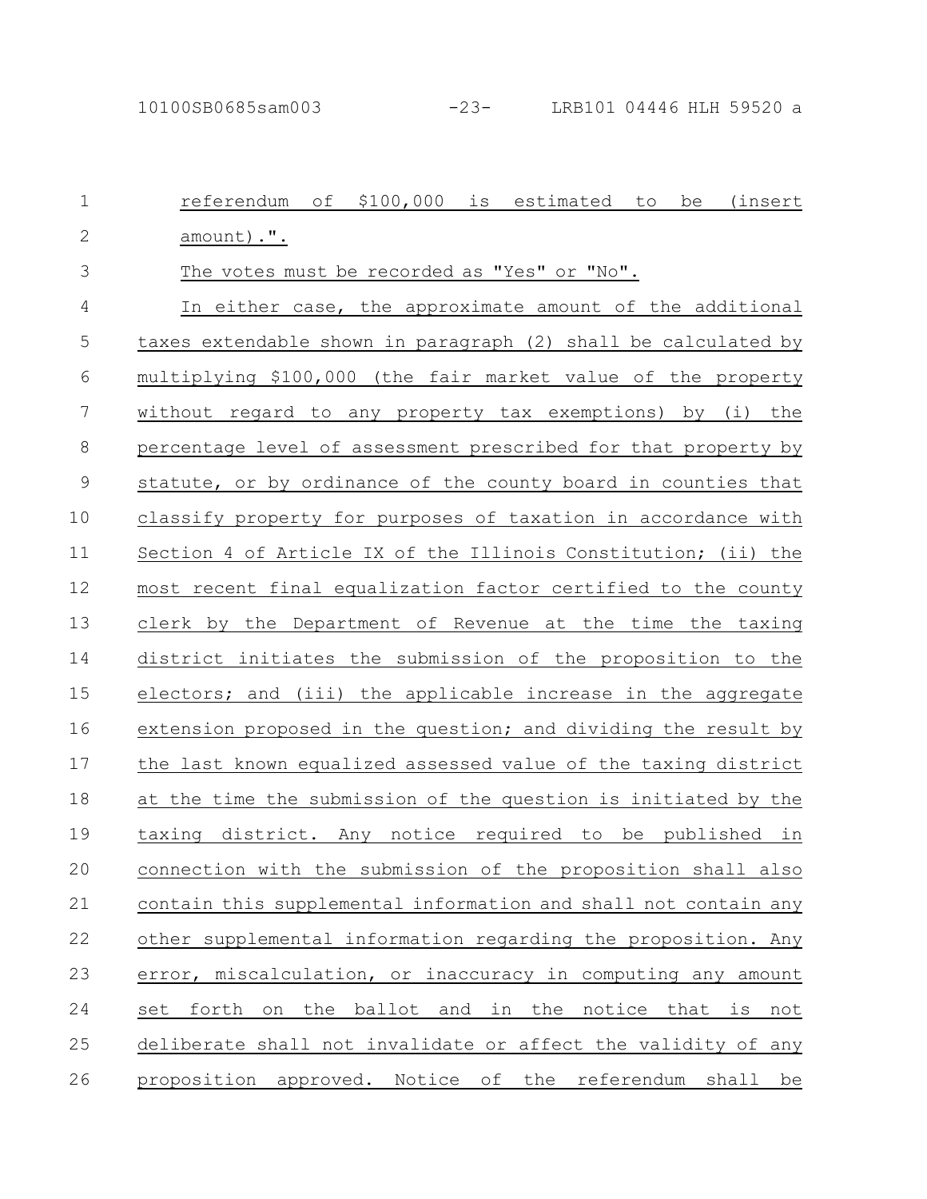referendum of $100,000 is estimated to be (insert amount).".

The votes must be recorded as "Yes" or "No".

In either case, the approximate amount of the additional taxes extendable shown in paragraph (2) shall be calculated by multiplying $100,000 (the fair market value of the property without regard to any property tax exemptions) by (i) the percentage level of assessment prescribed for that property by statute, or by ordinance of the county board in counties that classify property for purposes of taxation in accordance with Section 4 of Article IX of the Illinois Constitution; (ii) the most recent final equalization factor certified to the county clerk by the Department of Revenue at the time the taxing district initiates the submission of the proposition to the electors; and (iii) the applicable increase in the aggregate extension proposed in the question; and dividing the result by the last known equalized assessed value of the taxing district at the time the submission of the question is initiated by the taxing district. Any notice required to be published in connection with the submission of the proposition shall also contain this supplemental information and shall not contain any other supplemental information regarding the proposition. Any error, miscalculation, or inaccuracy in computing any amount set forth on the ballot and in the notice that is not deliberate shall not invalidate or affect the validity of any proposition approved. Notice of the referendum shall be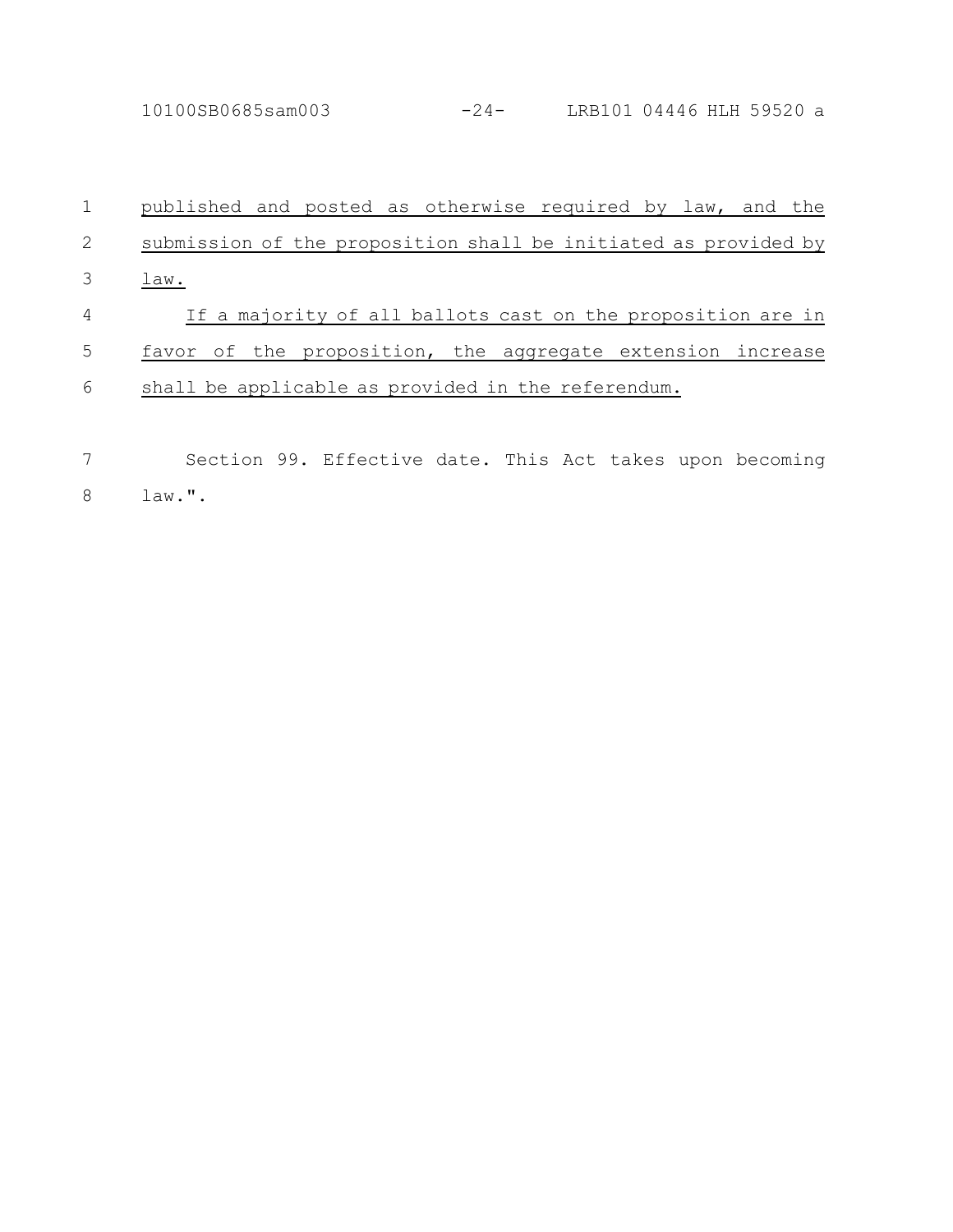published and posted as otherwise required by law, and the submission of the proposition shall be initiated as provided by law.

If a majority of all ballots cast on the proposition are in favor of the proposition, the aggregate extension increase shall be applicable as provided in the referendum.

Section 99. Effective date. This Act takes upon becoming law.".